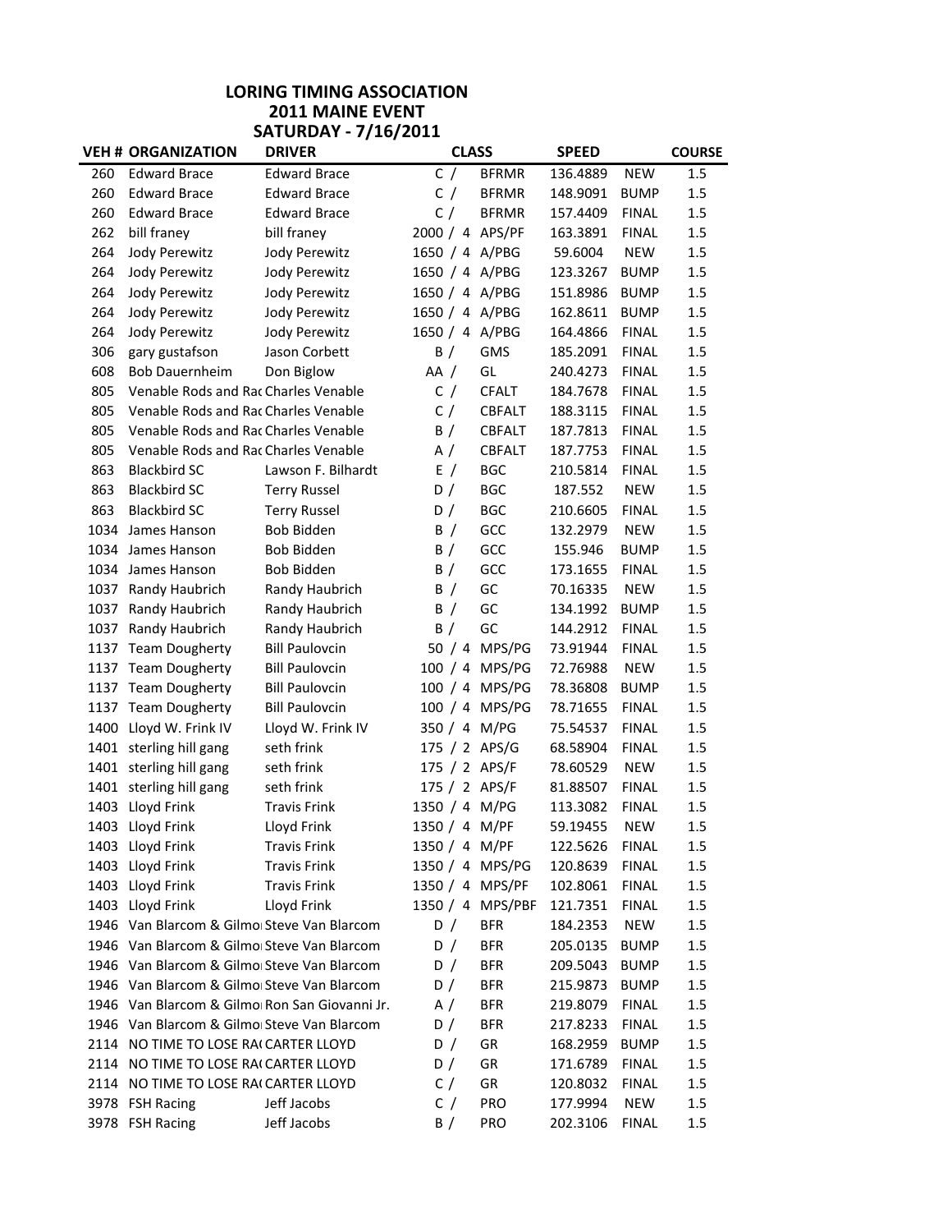# LORING TIMING ASSOCIATION
## 2011 MAINE EVENT
## SATURDAY - 7/16/2011

| VEH # | ORGANIZATION | DRIVER | CLASS | | SPEED | | COURSE |
|---|---|---|---|---|---|---|---|
| 260 | Edward Brace | Edward Brace | C / | BFRMR | 136.4889 | NEW | 1.5 |
| 260 | Edward Brace | Edward Brace | C / | BFRMR | 148.9091 | BUMP | 1.5 |
| 260 | Edward Brace | Edward Brace | C / | BFRMR | 157.4409 | FINAL | 1.5 |
| 262 | bill franey | bill franey | 2000 / 4 | APS/PF | 163.3891 | FINAL | 1.5 |
| 264 | Jody Perewitz | Jody Perewitz | 1650 / 4 | A/PBG | 59.6004 | NEW | 1.5 |
| 264 | Jody Perewitz | Jody Perewitz | 1650 / 4 | A/PBG | 123.3267 | BUMP | 1.5 |
| 264 | Jody Perewitz | Jody Perewitz | 1650 / 4 | A/PBG | 151.8986 | BUMP | 1.5 |
| 264 | Jody Perewitz | Jody Perewitz | 1650 / 4 | A/PBG | 162.8611 | BUMP | 1.5 |
| 264 | Jody Perewitz | Jody Perewitz | 1650 / 4 | A/PBG | 164.4866 | FINAL | 1.5 |
| 306 | gary gustafson | Jason Corbett | B / | GMS | 185.2091 | FINAL | 1.5 |
| 608 | Bob Dauernheim | Don Biglow | AA / | GL | 240.4273 | FINAL | 1.5 |
| 805 | Venable Rods and Rac | Charles Venable | C / | CFALT | 184.7678 | FINAL | 1.5 |
| 805 | Venable Rods and Rac | Charles Venable | C / | CBFALT | 188.3115 | FINAL | 1.5 |
| 805 | Venable Rods and Rac | Charles Venable | B / | CBFALT | 187.7813 | FINAL | 1.5 |
| 805 | Venable Rods and Rac | Charles Venable | A / | CBFALT | 187.7753 | FINAL | 1.5 |
| 863 | Blackbird SC | Lawson F. Bilhardt | E / | BGC | 210.5814 | FINAL | 1.5 |
| 863 | Blackbird SC | Terry Russel | D / | BGC | 187.552 | NEW | 1.5 |
| 863 | Blackbird SC | Terry Russel | D / | BGC | 210.6605 | FINAL | 1.5 |
| 1034 | James Hanson | Bob Bidden | B / | GCC | 132.2979 | NEW | 1.5 |
| 1034 | James Hanson | Bob Bidden | B / | GCC | 155.946 | BUMP | 1.5 |
| 1034 | James Hanson | Bob Bidden | B / | GCC | 173.1655 | FINAL | 1.5 |
| 1037 | Randy Haubrich | Randy Haubrich | B / | GC | 70.16335 | NEW | 1.5 |
| 1037 | Randy Haubrich | Randy Haubrich | B / | GC | 134.1992 | BUMP | 1.5 |
| 1037 | Randy Haubrich | Randy Haubrich | B / | GC | 144.2912 | FINAL | 1.5 |
| 1137 | Team Dougherty | Bill Paulovcin | 50 / 4 | MPS/PG | 73.91944 | FINAL | 1.5 |
| 1137 | Team Dougherty | Bill Paulovcin | 100 / 4 | MPS/PG | 72.76988 | NEW | 1.5 |
| 1137 | Team Dougherty | Bill Paulovcin | 100 / 4 | MPS/PG | 78.36808 | BUMP | 1.5 |
| 1137 | Team Dougherty | Bill Paulovcin | 100 / 4 | MPS/PG | 78.71655 | FINAL | 1.5 |
| 1400 | Lloyd W. Frink IV | Lloyd W. Frink IV | 350 / 4 | M/PG | 75.54537 | FINAL | 1.5 |
| 1401 | sterling hill gang | seth frink | 175 / 2 | APS/G | 68.58904 | FINAL | 1.5 |
| 1401 | sterling hill gang | seth frink | 175 / 2 | APS/F | 78.60529 | NEW | 1.5 |
| 1401 | sterling hill gang | seth frink | 175 / 2 | APS/F | 81.88507 | FINAL | 1.5 |
| 1403 | Lloyd Frink | Travis Frink | 1350 / 4 | M/PG | 113.3082 | FINAL | 1.5 |
| 1403 | Lloyd Frink | Lloyd Frink | 1350 / 4 | M/PF | 59.19455 | NEW | 1.5 |
| 1403 | Lloyd Frink | Travis Frink | 1350 / 4 | M/PF | 122.5626 | FINAL | 1.5 |
| 1403 | Lloyd Frink | Travis Frink | 1350 / 4 | MPS/PG | 120.8639 | FINAL | 1.5 |
| 1403 | Lloyd Frink | Travis Frink | 1350 / 4 | MPS/PF | 102.8061 | FINAL | 1.5 |
| 1403 | Lloyd Frink | Lloyd Frink | 1350 / 4 | MPS/PBF | 121.7351 | FINAL | 1.5 |
| 1946 | Van Blarcom & Gilmo | Steve Van Blarcom | D / | BFR | 184.2353 | NEW | 1.5 |
| 1946 | Van Blarcom & Gilmo | Steve Van Blarcom | D / | BFR | 205.0135 | BUMP | 1.5 |
| 1946 | Van Blarcom & Gilmo | Steve Van Blarcom | D / | BFR | 209.5043 | BUMP | 1.5 |
| 1946 | Van Blarcom & Gilmo | Steve Van Blarcom | D / | BFR | 215.9873 | BUMP | 1.5 |
| 1946 | Van Blarcom & Gilmo | Ron San Giovanni Jr. | A / | BFR | 219.8079 | FINAL | 1.5 |
| 1946 | Van Blarcom & Gilmo | Steve Van Blarcom | D / | BFR | 217.8233 | FINAL | 1.5 |
| 2114 | NO TIME TO LOSE RA( | CARTER LLOYD | D / | GR | 168.2959 | BUMP | 1.5 |
| 2114 | NO TIME TO LOSE RA( | CARTER LLOYD | D / | GR | 171.6789 | FINAL | 1.5 |
| 2114 | NO TIME TO LOSE RA( | CARTER LLOYD | C / | GR | 120.8032 | FINAL | 1.5 |
| 3978 | FSH Racing | Jeff Jacobs | C / | PRO | 177.9994 | NEW | 1.5 |
| 3978 | FSH Racing | Jeff Jacobs | B / | PRO | 202.3106 | FINAL | 1.5 |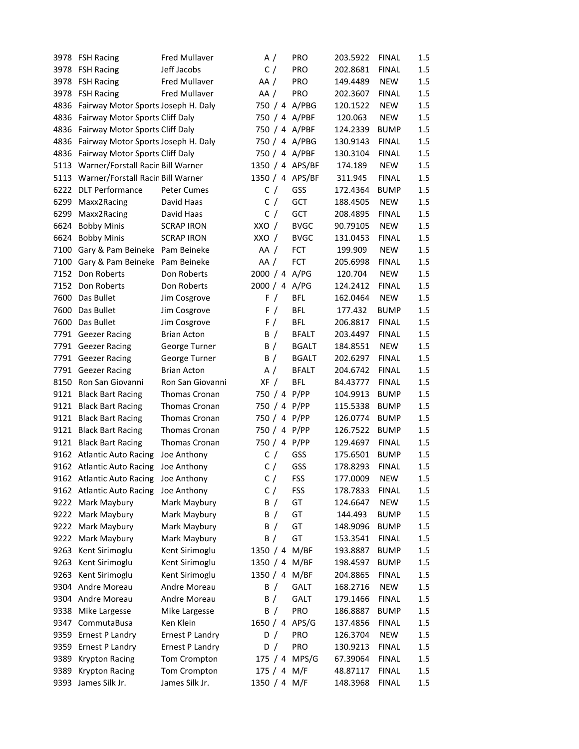| | | | | | | | |
|---|---|---|---|---|---|---|---|
| 3978 | FSH Racing | Fred Mullaver | A / | PRO | 203.5922 | FINAL | 1.5 |
| 3978 | FSH Racing | Jeff Jacobs | C / | PRO | 202.8681 | FINAL | 1.5 |
| 3978 | FSH Racing | Fred Mullaver | AA / | PRO | 149.4489 | NEW | 1.5 |
| 3978 | FSH Racing | Fred Mullaver | AA / | PRO | 202.3607 | FINAL | 1.5 |
| 4836 | Fairway Motor Sports | Joseph H. Daly | 750 / 4 | A/PBG | 120.1522 | NEW | 1.5 |
| 4836 | Fairway Motor Sports | Cliff Daly | 750 / 4 | A/PBF | 120.063 | NEW | 1.5 |
| 4836 | Fairway Motor Sports | Cliff Daly | 750 / 4 | A/PBF | 124.2339 | BUMP | 1.5 |
| 4836 | Fairway Motor Sports | Joseph H. Daly | 750 / 4 | A/PBG | 130.9143 | FINAL | 1.5 |
| 4836 | Fairway Motor Sports | Cliff Daly | 750 / 4 | A/PBF | 130.3104 | FINAL | 1.5 |
| 5113 | Warner/Forstall Racin | Bill Warner | 1350 / 4 | APS/BF | 174.189 | NEW | 1.5 |
| 5113 | Warner/Forstall Racin | Bill Warner | 1350 / 4 | APS/BF | 311.945 | FINAL | 1.5 |
| 6222 | DLT Performance | Peter Cumes | C / | GSS | 172.4364 | BUMP | 1.5 |
| 6299 | Maxx2Racing | David Haas | C / | GCT | 188.4505 | NEW | 1.5 |
| 6299 | Maxx2Racing | David Haas | C / | GCT | 208.4895 | FINAL | 1.5 |
| 6624 | Bobby Minis | SCRAP IRON | XXO / | BVGC | 90.79105 | NEW | 1.5 |
| 6624 | Bobby Minis | SCRAP IRON | XXO / | BVGC | 131.0453 | FINAL | 1.5 |
| 7100 | Gary & Pam Beineke | Pam Beineke | AA / | FCT | 199.909 | NEW | 1.5 |
| 7100 | Gary & Pam Beineke | Pam Beineke | AA / | FCT | 205.6998 | FINAL | 1.5 |
| 7152 | Don Roberts | Don Roberts | 2000 / 4 | A/PG | 120.704 | NEW | 1.5 |
| 7152 | Don Roberts | Don Roberts | 2000 / 4 | A/PG | 124.2412 | FINAL | 1.5 |
| 7600 | Das Bullet | Jim Cosgrove | F / | BFL | 162.0464 | NEW | 1.5 |
| 7600 | Das Bullet | Jim Cosgrove | F / | BFL | 177.432 | BUMP | 1.5 |
| 7600 | Das Bullet | Jim Cosgrove | F / | BFL | 206.8817 | FINAL | 1.5 |
| 7791 | Geezer Racing | Brian Acton | B / | BFALT | 203.4497 | FINAL | 1.5 |
| 7791 | Geezer Racing | George Turner | B / | BGALT | 184.8551 | NEW | 1.5 |
| 7791 | Geezer Racing | George Turner | B / | BGALT | 202.6297 | FINAL | 1.5 |
| 7791 | Geezer Racing | Brian Acton | A / | BFALT | 204.6742 | FINAL | 1.5 |
| 8150 | Ron San Giovanni | Ron San Giovanni | XF / | BFL | 84.43777 | FINAL | 1.5 |
| 9121 | Black Bart Racing | Thomas Cronan | 750 / 4 | P/PP | 104.9913 | BUMP | 1.5 |
| 9121 | Black Bart Racing | Thomas Cronan | 750 / 4 | P/PP | 115.5338 | BUMP | 1.5 |
| 9121 | Black Bart Racing | Thomas Cronan | 750 / 4 | P/PP | 126.0774 | BUMP | 1.5 |
| 9121 | Black Bart Racing | Thomas Cronan | 750 / 4 | P/PP | 126.7522 | BUMP | 1.5 |
| 9121 | Black Bart Racing | Thomas Cronan | 750 / 4 | P/PP | 129.4697 | FINAL | 1.5 |
| 9162 | Atlantic Auto Racing | Joe Anthony | C / | GSS | 175.6501 | BUMP | 1.5 |
| 9162 | Atlantic Auto Racing | Joe Anthony | C / | GSS | 178.8293 | FINAL | 1.5 |
| 9162 | Atlantic Auto Racing | Joe Anthony | C / | FSS | 177.0009 | NEW | 1.5 |
| 9162 | Atlantic Auto Racing | Joe Anthony | C / | FSS | 178.7833 | FINAL | 1.5 |
| 9222 | Mark Maybury | Mark Maybury | B / | GT | 124.6647 | NEW | 1.5 |
| 9222 | Mark Maybury | Mark Maybury | B / | GT | 144.493 | BUMP | 1.5 |
| 9222 | Mark Maybury | Mark Maybury | B / | GT | 148.9096 | BUMP | 1.5 |
| 9222 | Mark Maybury | Mark Maybury | B / | GT | 153.3541 | FINAL | 1.5 |
| 9263 | Kent Sirimoglu | Kent Sirimoglu | 1350 / 4 | M/BF | 193.8887 | BUMP | 1.5 |
| 9263 | Kent Sirimoglu | Kent Sirimoglu | 1350 / 4 | M/BF | 198.4597 | BUMP | 1.5 |
| 9263 | Kent Sirimoglu | Kent Sirimoglu | 1350 / 4 | M/BF | 204.8865 | FINAL | 1.5 |
| 9304 | Andre Moreau | Andre Moreau | B / | GALT | 168.2716 | NEW | 1.5 |
| 9304 | Andre Moreau | Andre Moreau | B / | GALT | 179.1466 | FINAL | 1.5 |
| 9338 | Mike Largesse | Mike Largesse | B / | PRO | 186.8887 | BUMP | 1.5 |
| 9347 | CommutaBusa | Ken Klein | 1650 / 4 | APS/G | 137.4856 | FINAL | 1.5 |
| 9359 | Ernest P Landry | Ernest P Landry | D / | PRO | 126.3704 | NEW | 1.5 |
| 9359 | Ernest P Landry | Ernest P Landry | D / | PRO | 130.9213 | FINAL | 1.5 |
| 9389 | Krypton Racing | Tom Crompton | 175 / 4 | MPS/G | 67.39064 | FINAL | 1.5 |
| 9389 | Krypton Racing | Tom Crompton | 175 / 4 | M/F | 48.87117 | FINAL | 1.5 |
| 9393 | James Silk Jr. | James Silk Jr. | 1350 / 4 | M/F | 148.3968 | FINAL | 1.5 |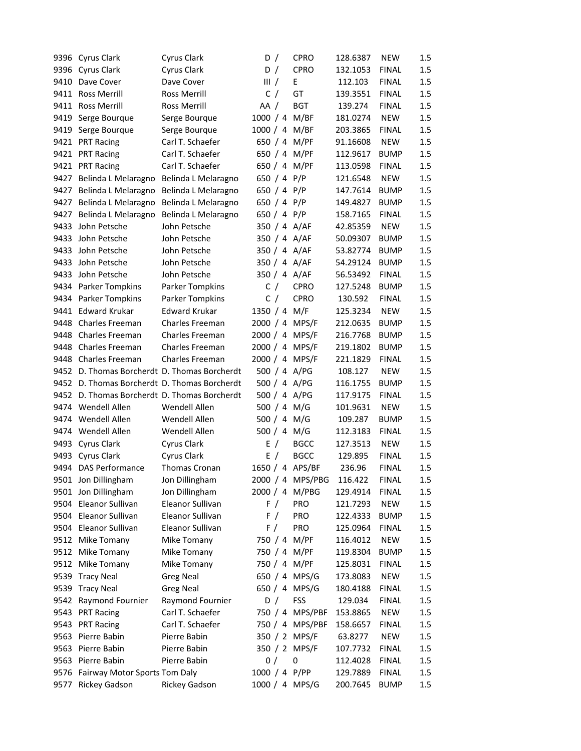| | | | | | | | |
|---|---|---|---|---|---|---|---|
| 9396 | Cyrus Clark | Cyrus Clark | D / | CPRO | 128.6387 | NEW | 1.5 |
| 9396 | Cyrus Clark | Cyrus Clark | D / | CPRO | 132.1053 | FINAL | 1.5 |
| 9410 | Dave Cover | Dave Cover | III / | E | 112.103 | FINAL | 1.5 |
| 9411 | Ross Merrill | Ross Merrill | C / | GT | 139.3551 | FINAL | 1.5 |
| 9411 | Ross Merrill | Ross Merrill | AA / | BGT | 139.274 | FINAL | 1.5 |
| 9419 | Serge Bourque | Serge Bourque | 1000 / 4 | M/BF | 181.0274 | NEW | 1.5 |
| 9419 | Serge Bourque | Serge Bourque | 1000 / 4 | M/BF | 203.3865 | FINAL | 1.5 |
| 9421 | PRT Racing | Carl T. Schaefer | 650 / 4 | M/PF | 91.16608 | NEW | 1.5 |
| 9421 | PRT Racing | Carl T. Schaefer | 650 / 4 | M/PF | 112.9617 | BUMP | 1.5 |
| 9421 | PRT Racing | Carl T. Schaefer | 650 / 4 | M/PF | 113.0598 | FINAL | 1.5 |
| 9427 | Belinda L Melaragno | Belinda L Melaragno | 650 / 4 | P/P | 121.6548 | NEW | 1.5 |
| 9427 | Belinda L Melaragno | Belinda L Melaragno | 650 / 4 | P/P | 147.7614 | BUMP | 1.5 |
| 9427 | Belinda L Melaragno | Belinda L Melaragno | 650 / 4 | P/P | 149.4827 | BUMP | 1.5 |
| 9427 | Belinda L Melaragno | Belinda L Melaragno | 650 / 4 | P/P | 158.7165 | FINAL | 1.5 |
| 9433 | John Petsche | John Petsche | 350 / 4 | A/AF | 42.85359 | NEW | 1.5 |
| 9433 | John Petsche | John Petsche | 350 / 4 | A/AF | 50.09307 | BUMP | 1.5 |
| 9433 | John Petsche | John Petsche | 350 / 4 | A/AF | 53.82774 | BUMP | 1.5 |
| 9433 | John Petsche | John Petsche | 350 / 4 | A/AF | 54.29124 | BUMP | 1.5 |
| 9433 | John Petsche | John Petsche | 350 / 4 | A/AF | 56.53492 | FINAL | 1.5 |
| 9434 | Parker Tompkins | Parker Tompkins | C / | CPRO | 127.5248 | BUMP | 1.5 |
| 9434 | Parker Tompkins | Parker Tompkins | C / | CPRO | 130.592 | FINAL | 1.5 |
| 9441 | Edward Krukar | Edward Krukar | 1350 / 4 | M/F | 125.3234 | NEW | 1.5 |
| 9448 | Charles Freeman | Charles Freeman | 2000 / 4 | MPS/F | 212.0635 | BUMP | 1.5 |
| 9448 | Charles Freeman | Charles Freeman | 2000 / 4 | MPS/F | 216.7768 | BUMP | 1.5 |
| 9448 | Charles Freeman | Charles Freeman | 2000 / 4 | MPS/F | 219.1802 | BUMP | 1.5 |
| 9448 | Charles Freeman | Charles Freeman | 2000 / 4 | MPS/F | 221.1829 | FINAL | 1.5 |
| 9452 | D. Thomas Borcherdt | D. Thomas Borcherdt | 500 / 4 | A/PG | 108.127 | NEW | 1.5 |
| 9452 | D. Thomas Borcherdt | D. Thomas Borcherdt | 500 / 4 | A/PG | 116.1755 | BUMP | 1.5 |
| 9452 | D. Thomas Borcherdt | D. Thomas Borcherdt | 500 / 4 | A/PG | 117.9175 | FINAL | 1.5 |
| 9474 | Wendell Allen | Wendell Allen | 500 / 4 | M/G | 101.9631 | NEW | 1.5 |
| 9474 | Wendell Allen | Wendell Allen | 500 / 4 | M/G | 109.287 | BUMP | 1.5 |
| 9474 | Wendell Allen | Wendell Allen | 500 / 4 | M/G | 112.3183 | FINAL | 1.5 |
| 9493 | Cyrus Clark | Cyrus Clark | E / | BGCC | 127.3513 | NEW | 1.5 |
| 9493 | Cyrus Clark | Cyrus Clark | E / | BGCC | 129.895 | FINAL | 1.5 |
| 9494 | DAS Performance | Thomas Cronan | 1650 / 4 | APS/BF | 236.96 | FINAL | 1.5 |
| 9501 | Jon Dillingham | Jon Dillingham | 2000 / 4 | MPS/PBG | 116.422 | FINAL | 1.5 |
| 9501 | Jon Dillingham | Jon Dillingham | 2000 / 4 | M/PBG | 129.4914 | FINAL | 1.5 |
| 9504 | Eleanor Sullivan | Eleanor Sullivan | F / | PRO | 121.7293 | NEW | 1.5 |
| 9504 | Eleanor Sullivan | Eleanor Sullivan | F / | PRO | 122.4333 | BUMP | 1.5 |
| 9504 | Eleanor Sullivan | Eleanor Sullivan | F / | PRO | 125.0964 | FINAL | 1.5 |
| 9512 | Mike Tomany | Mike Tomany | 750 / 4 | M/PF | 116.4012 | NEW | 1.5 |
| 9512 | Mike Tomany | Mike Tomany | 750 / 4 | M/PF | 119.8304 | BUMP | 1.5 |
| 9512 | Mike Tomany | Mike Tomany | 750 / 4 | M/PF | 125.8031 | FINAL | 1.5 |
| 9539 | Tracy Neal | Greg Neal | 650 / 4 | MPS/G | 173.8083 | NEW | 1.5 |
| 9539 | Tracy Neal | Greg Neal | 650 / 4 | MPS/G | 180.4188 | FINAL | 1.5 |
| 9542 | Raymond Fournier | Raymond Fournier | D / | FSS | 129.034 | FINAL | 1.5 |
| 9543 | PRT Racing | Carl T. Schaefer | 750 / 4 | MPS/PBF | 153.8865 | NEW | 1.5 |
| 9543 | PRT Racing | Carl T. Schaefer | 750 / 4 | MPS/PBF | 158.6657 | FINAL | 1.5 |
| 9563 | Pierre Babin | Pierre Babin | 350 / 2 | MPS/F | 63.8277 | NEW | 1.5 |
| 9563 | Pierre Babin | Pierre Babin | 350 / 2 | MPS/F | 107.7732 | FINAL | 1.5 |
| 9563 | Pierre Babin | Pierre Babin | 0 / | 0 | 112.4028 | FINAL | 1.5 |
| 9576 | Fairway Motor Sports | Tom Daly | 1000 / 4 | P/PP | 129.7889 | FINAL | 1.5 |
| 9577 | Rickey Gadson | Rickey Gadson | 1000 / 4 | MPS/G | 200.7645 | BUMP | 1.5 |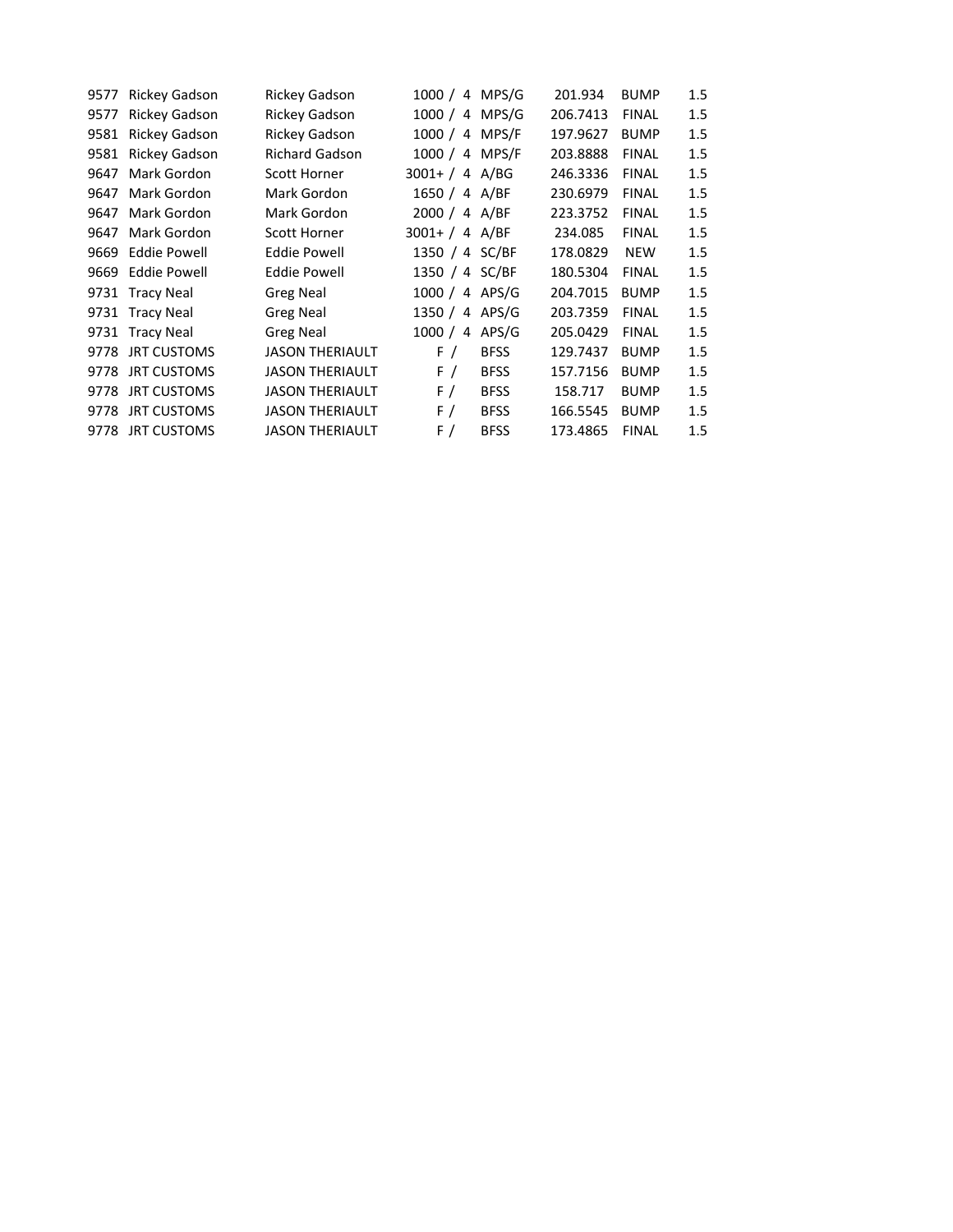| | | | | | | | |
|---|---|---|---|---|---|---|---|
| 9577 | Rickey Gadson | Rickey Gadson | 1000 / 4 | MPS/G | 201.934 | BUMP | 1.5 |
| 9577 | Rickey Gadson | Rickey Gadson | 1000 / 4 | MPS/G | 206.7413 | FINAL | 1.5 |
| 9581 | Rickey Gadson | Rickey Gadson | 1000 / 4 | MPS/F | 197.9627 | BUMP | 1.5 |
| 9581 | Rickey Gadson | Richard Gadson | 1000 / 4 | MPS/F | 203.8888 | FINAL | 1.5 |
| 9647 | Mark Gordon | Scott Horner | 3001+ / 4 | A/BG | 246.3336 | FINAL | 1.5 |
| 9647 | Mark Gordon | Mark Gordon | 1650 / 4 | A/BF | 230.6979 | FINAL | 1.5 |
| 9647 | Mark Gordon | Mark Gordon | 2000 / 4 | A/BF | 223.3752 | FINAL | 1.5 |
| 9647 | Mark Gordon | Scott Horner | 3001+ / 4 | A/BF | 234.085 | FINAL | 1.5 |
| 9669 | Eddie Powell | Eddie Powell | 1350 / 4 | SC/BF | 178.0829 | NEW | 1.5 |
| 9669 | Eddie Powell | Eddie Powell | 1350 / 4 | SC/BF | 180.5304 | FINAL | 1.5 |
| 9731 | Tracy Neal | Greg Neal | 1000 / 4 | APS/G | 204.7015 | BUMP | 1.5 |
| 9731 | Tracy Neal | Greg Neal | 1350 / 4 | APS/G | 203.7359 | FINAL | 1.5 |
| 9731 | Tracy Neal | Greg Neal | 1000 / 4 | APS/G | 205.0429 | FINAL | 1.5 |
| 9778 | JRT CUSTOMS | JASON THERIAULT | F / | BFSS | 129.7437 | BUMP | 1.5 |
| 9778 | JRT CUSTOMS | JASON THERIAULT | F / | BFSS | 157.7156 | BUMP | 1.5 |
| 9778 | JRT CUSTOMS | JASON THERIAULT | F / | BFSS | 158.717 | BUMP | 1.5 |
| 9778 | JRT CUSTOMS | JASON THERIAULT | F / | BFSS | 166.5545 | BUMP | 1.5 |
| 9778 | JRT CUSTOMS | JASON THERIAULT | F / | BFSS | 173.4865 | FINAL | 1.5 |